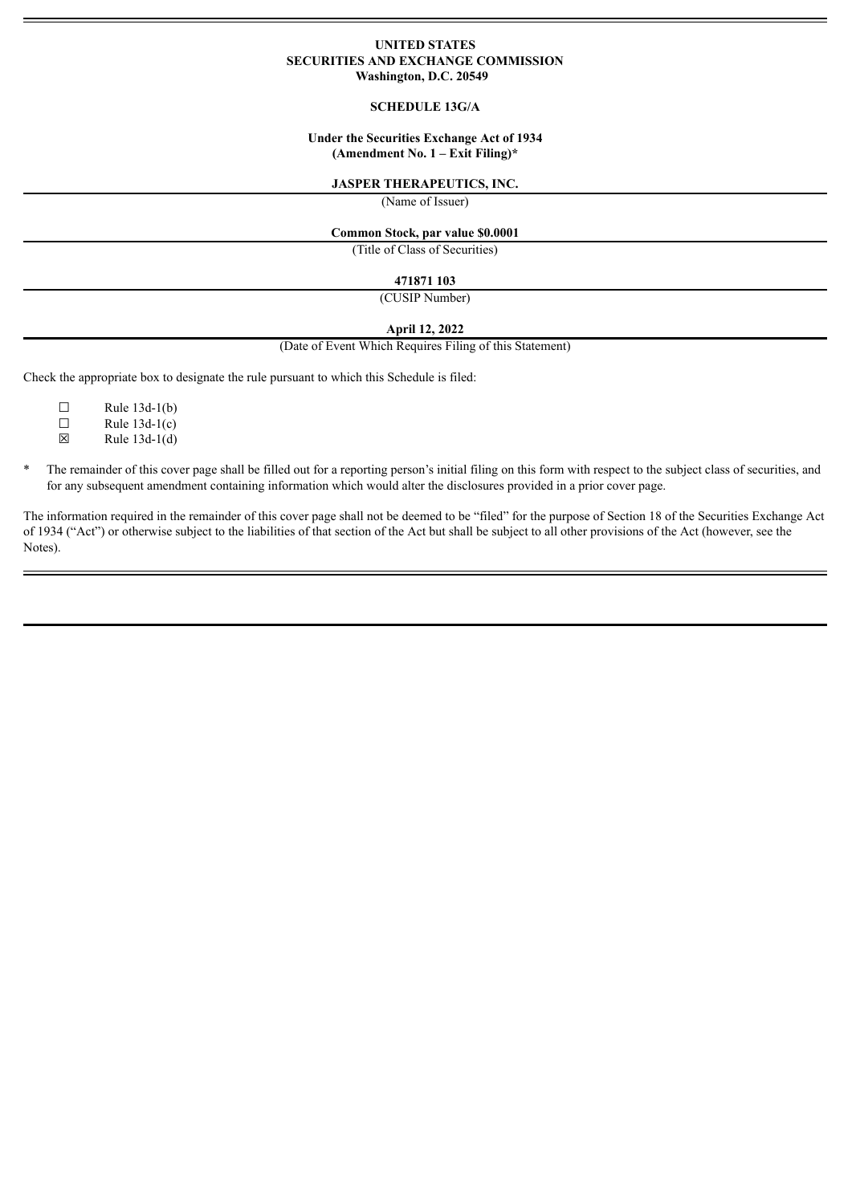**UNITED STATES**
**SECURITIES AND EXCHANGE COMMISSION**
**Washington, D.C. 20549**

**SCHEDULE 13G/A**

**Under the Securities Exchange Act of 1934**
**(Amendment No. 1 – Exit Filing)***

**JASPER THERAPEUTICS, INC.**

(Name of Issuer)

**Common Stock, par value $0.0001**

(Title of Class of Securities)

**471871 103**

(CUSIP Number)

**April 12, 2022**

(Date of Event Which Requires Filing of this Statement)

Check the appropriate box to designate the rule pursuant to which this Schedule is filed:

☐ Rule 13d-1(b)
☐ Rule 13d-1(c)
☒ Rule 13d-1(d)

\* The remainder of this cover page shall be filled out for a reporting person's initial filing on this form with respect to the subject class of securities, and for any subsequent amendment containing information which would alter the disclosures provided in a prior cover page.

The information required in the remainder of this cover page shall not be deemed to be "filed" for the purpose of Section 18 of the Securities Exchange Act of 1934 ("Act") or otherwise subject to the liabilities of that section of the Act but shall be subject to all other provisions of the Act (however, see the Notes).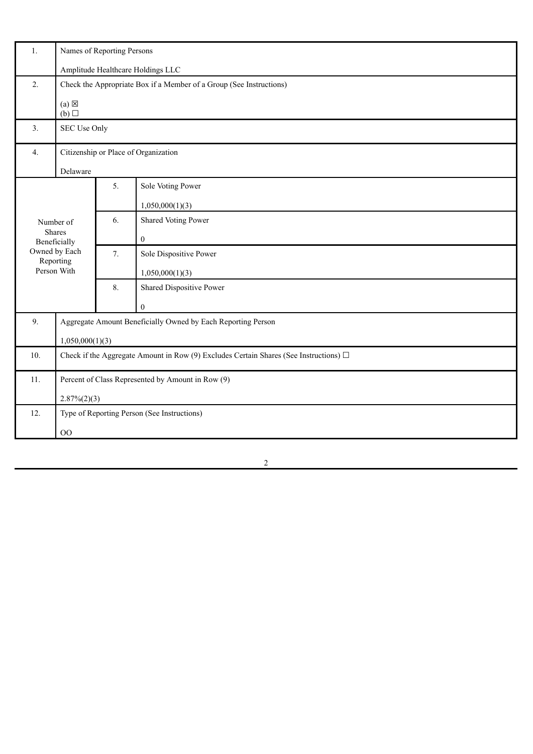| 1. | Names of Reporting Persons<br><br>Amplitude Healthcare Holdings LLC | |
|---|---|---|
| 2. | Check the Appropriate Box if a Member of a Group (See Instructions)<br><br>(a) ☒<br>(b) ☐ | |
| 3. | SEC Use Only | |
| 4. | Citizenship or Place of Organization<br><br>Delaware | |
| Number of Shares Beneficially Owned by Each Reporting Person With | 5. | Sole Voting Power<br><br>1,050,000(1)(3) |
| | 6. | Shared Voting Power<br><br>0 |
| | 7. | Sole Dispositive Power<br><br>1,050,000(1)(3) |
| | 8. | Shared Dispositive Power<br><br>0 |
| 9. | Aggregate Amount Beneficially Owned by Each Reporting Person<br><br>1,050,000(1)(3) | |
| 10. | Check if the Aggregate Amount in Row (9) Excludes Certain Shares (See Instructions) ☐ | |
| 11. | Percent of Class Represented by Amount in Row (9)<br><br>2.87%(2)(3) | |
| 12. | Type of Reporting Person (See Instructions)<br><br>OO | |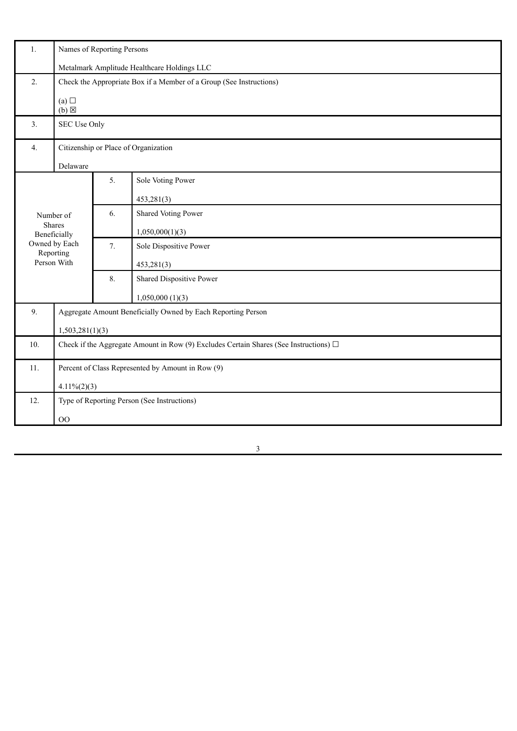| 1. | Names of Reporting Persons<br><br>Metalmark Amplitude Healthcare Holdings LLC | | |
|---|---|---|---|
| 2. | Check the Appropriate Box if a Member of a Group (See Instructions)<br><br>(a) ☐<br>(b) ☒ | | |
| 3. | SEC Use Only | | |
| 4. | Citizenship or Place of Organization<br><br>Delaware | | |
| Number of Shares Beneficially Owned by Each Reporting Person With | 5. | Sole Voting Power<br><br>453,281(3) | |
| | 6. | Shared Voting Power<br><br>1,050,000(1)(3) | |
| | 7. | Sole Dispositive Power<br><br>453,281(3) | |
| | 8. | Shared Dispositive Power<br><br>1,050,000 (1)(3) | |
| 9. | Aggregate Amount Beneficially Owned by Each Reporting Person<br><br>1,503,281(1)(3) | | |
| 10. | Check if the Aggregate Amount in Row (9) Excludes Certain Shares (See Instructions) ☐ | | |
| 11. | Percent of Class Represented by Amount in Row (9)<br><br>4.11%(2)(3) | | |
| 12. | Type of Reporting Person (See Instructions)<br><br>OO | | |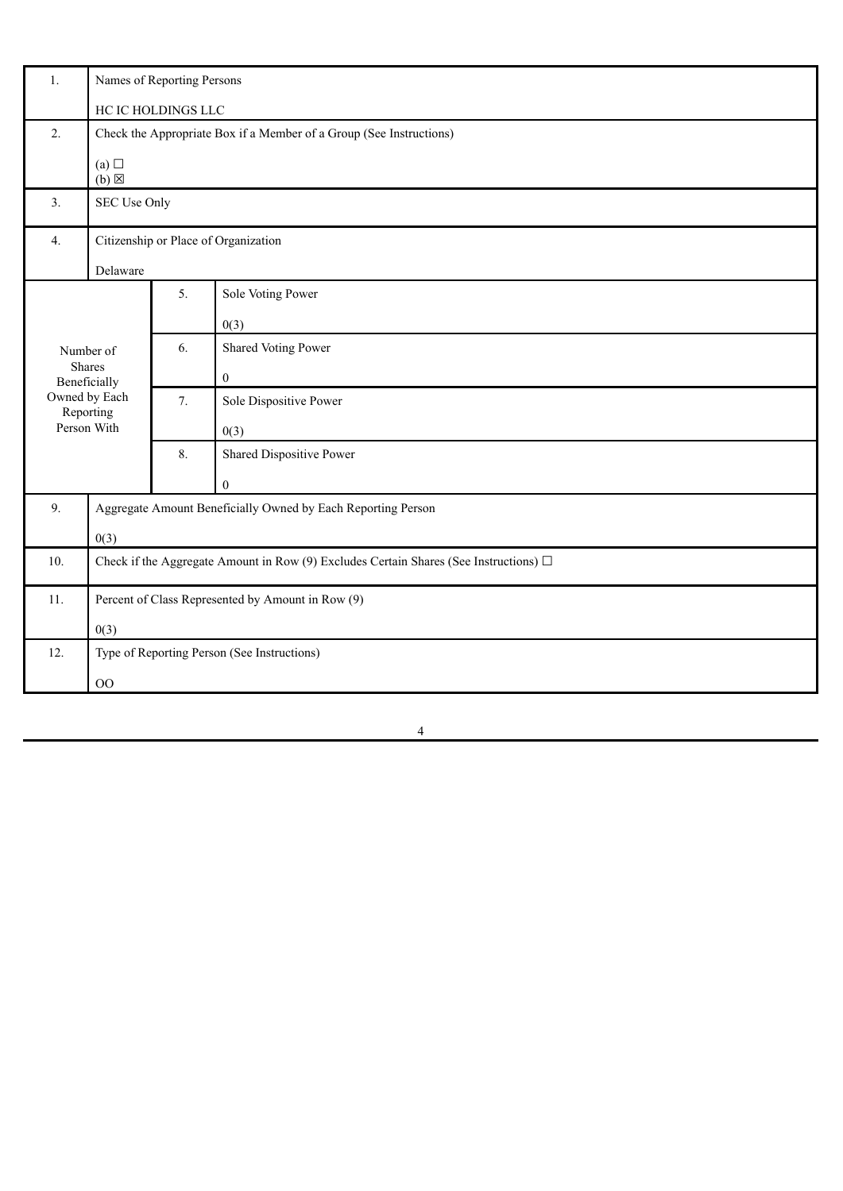| | | | |
|---|---|---|---|
| 1. | Names of Reporting Persons<br><br>HC IC HOLDINGS LLC | | |
| 2. | Check the Appropriate Box if a Member of a Group (See Instructions)<br><br>(a) ☐<br>(b) ☒ | | |
| 3. | SEC Use Only | | |
| 4. | Citizenship or Place of Organization<br><br>Delaware | | |
| Number of Shares Beneficially Owned by Each Reporting Person With | | 5. | Sole Voting Power<br><br>0(3) |
| | | 6. | Shared Voting Power<br><br>0 |
| | | 7. | Sole Dispositive Power<br><br>0(3) |
| | | 8. | Shared Dispositive Power<br><br>0 |
| 9. | Aggregate Amount Beneficially Owned by Each Reporting Person<br><br>0(3) | | |
| 10. | Check if the Aggregate Amount in Row (9) Excludes Certain Shares (See Instructions) ☐ | | |
| 11. | Percent of Class Represented by Amount in Row (9)<br><br>0(3) | | |
| 12. | Type of Reporting Person (See Instructions)<br><br>OO | | |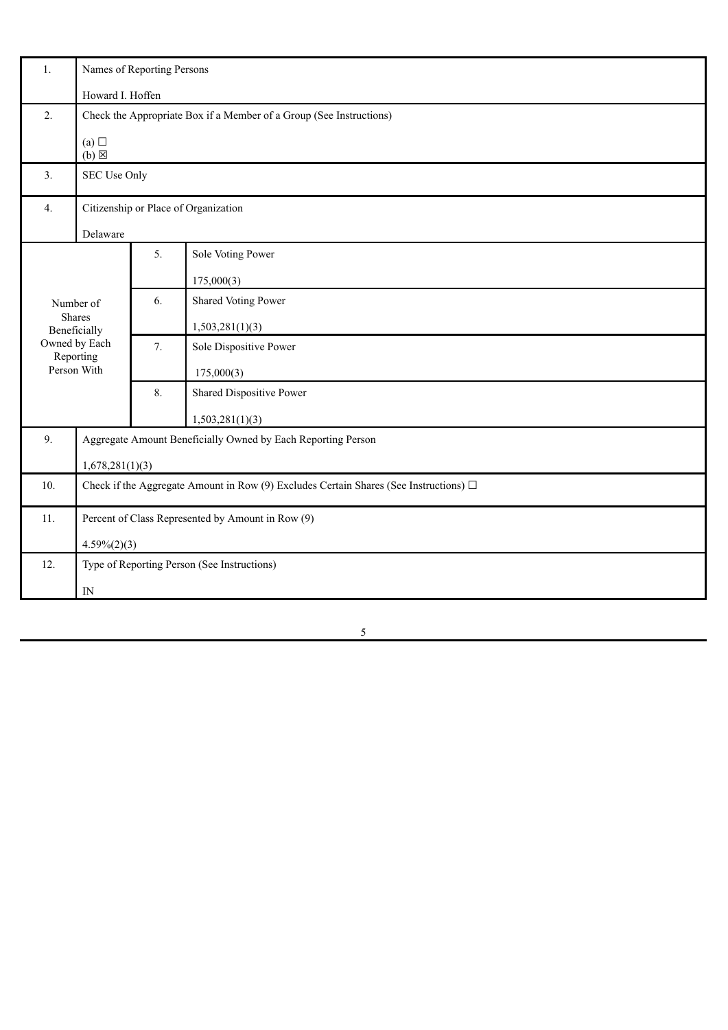| 1. | Names of Reporting Persons<br><br>Howard I. Hoffen | | |
|---|---|---|---|
| 2. | Check the Appropriate Box if a Member of a Group (See Instructions)<br><br>(a) ☐<br>(b) ☒ | | |
| 3. | SEC Use Only | | |
| 4. | Citizenship or Place of Organization<br><br>Delaware | | |
| Number of Shares Beneficially Owned by Each Reporting Person With | | 5. | Sole Voting Power<br><br>175,000(3) |
| | | 6. | Shared Voting Power<br><br>1,503,281(1)(3) |
| | | 7. | Sole Dispositive Power<br><br>175,000(3) |
| | | 8. | Shared Dispositive Power<br><br>1,503,281(1)(3) |
| 9. | Aggregate Amount Beneficially Owned by Each Reporting Person<br><br>1,678,281(1)(3) | | |
| 10. | Check if the Aggregate Amount in Row (9) Excludes Certain Shares (See Instructions) ☐ | | |
| 11. | Percent of Class Represented by Amount in Row (9)<br><br>4.59%(2)(3) | | |
| 12. | Type of Reporting Person (See Instructions)<br><br>IN | | |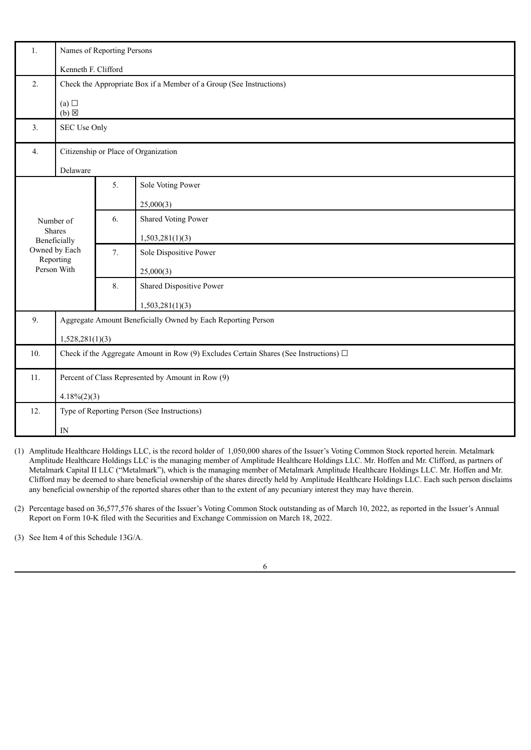| 1. | Names of Reporting Persons<br><br>Kenneth F. Clifford | | |
|---|---|---|---|
| 2. | Check the Appropriate Box if a Member of a Group (See Instructions)<br><br>(a) ☐<br>(b) ☒ | | |
| 3. | SEC Use Only | | |
| 4. | Citizenship or Place of Organization<br><br>Delaware | | |
| Number of Shares Beneficially Owned by Each Reporting Person With | | 5. | Sole Voting Power<br><br>25,000(3) |
| | | 6. | Shared Voting Power<br><br>1,503,281(1)(3) |
| | | 7. | Sole Dispositive Power<br><br>25,000(3) |
| | | 8. | Shared Dispositive Power<br><br>1,503,281(1)(3) |
| 9. | Aggregate Amount Beneficially Owned by Each Reporting Person<br><br>1,528,281(1)(3) | | |
| 10. | Check if the Aggregate Amount in Row (9) Excludes Certain Shares (See Instructions) ☐ | | |
| 11. | Percent of Class Represented by Amount in Row (9)<br><br>4.18%(2)(3) | | |
| 12. | Type of Reporting Person (See Instructions)<br><br>IN | | |

(1) Amplitude Healthcare Holdings LLC, is the record holder of 1,050,000 shares of the Issuer's Voting Common Stock reported herein. Metalmark Amplitude Healthcare Holdings LLC is the managing member of Amplitude Healthcare Holdings LLC. Mr. Hoffen and Mr. Clifford, as partners of Metalmark Capital II LLC ("Metalmark"), which is the managing member of Metalmark Amplitude Healthcare Holdings LLC. Mr. Hoffen and Mr. Clifford may be deemed to share beneficial ownership of the shares directly held by Amplitude Healthcare Holdings LLC. Each such person disclaims any beneficial ownership of the reported shares other than to the extent of any pecuniary interest they may have therein.

(2) Percentage based on 36,577,576 shares of the Issuer's Voting Common Stock outstanding as of March 10, 2022, as reported in the Issuer's Annual Report on Form 10-K filed with the Securities and Exchange Commission on March 18, 2022.

(3) See Item 4 of this Schedule 13G/A.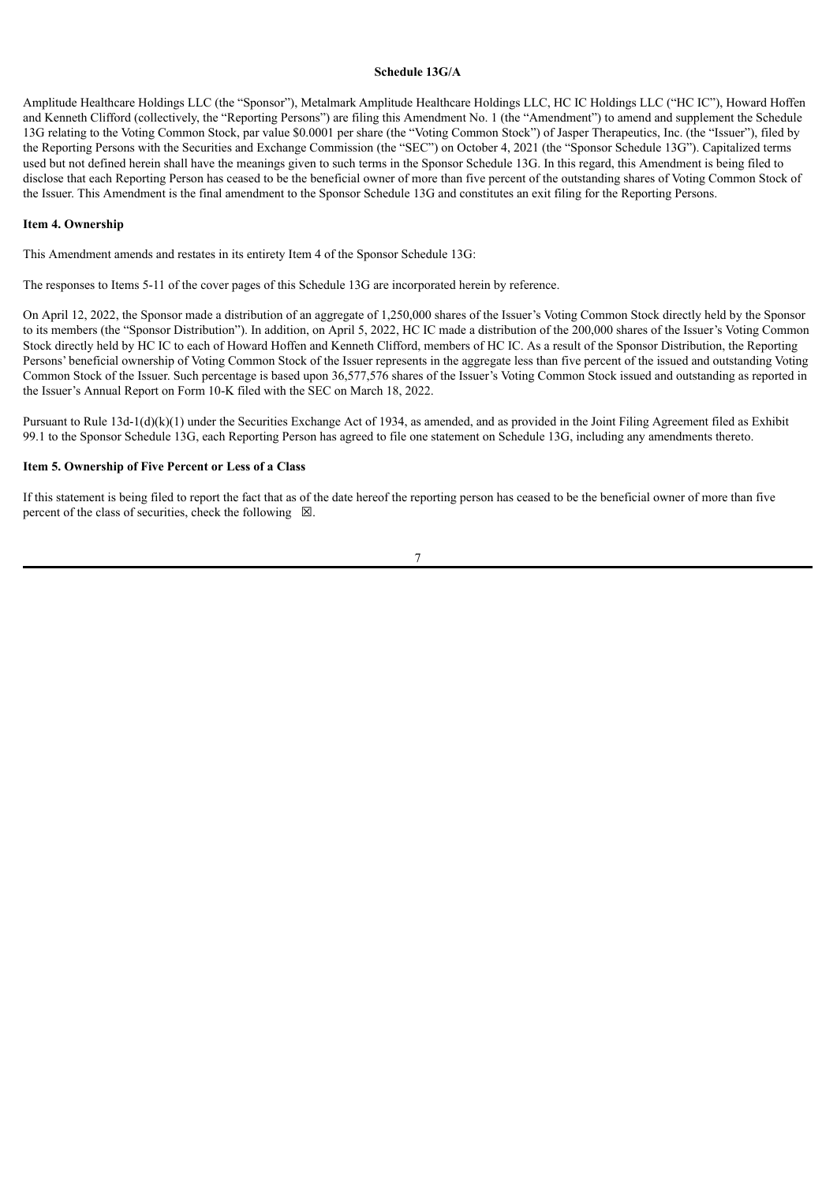**Schedule 13G/A**

Amplitude Healthcare Holdings LLC (the "Sponsor"), Metalmark Amplitude Healthcare Holdings LLC, HC IC Holdings LLC ("HC IC"), Howard Hoffen and Kenneth Clifford (collectively, the "Reporting Persons") are filing this Amendment No. 1 (the "Amendment") to amend and supplement the Schedule 13G relating to the Voting Common Stock, par value $0.0001 per share (the "Voting Common Stock") of Jasper Therapeutics, Inc. (the "Issuer"), filed by the Reporting Persons with the Securities and Exchange Commission (the "SEC") on October 4, 2021 (the "Sponsor Schedule 13G"). Capitalized terms used but not defined herein shall have the meanings given to such terms in the Sponsor Schedule 13G. In this regard, this Amendment is being filed to disclose that each Reporting Person has ceased to be the beneficial owner of more than five percent of the outstanding shares of Voting Common Stock of the Issuer. This Amendment is the final amendment to the Sponsor Schedule 13G and constitutes an exit filing for the Reporting Persons.

**Item 4. Ownership**

This Amendment amends and restates in its entirety Item 4 of the Sponsor Schedule 13G:

The responses to Items 5-11 of the cover pages of this Schedule 13G are incorporated herein by reference.

On April 12, 2022, the Sponsor made a distribution of an aggregate of 1,250,000 shares of the Issuer's Voting Common Stock directly held by the Sponsor to its members (the "Sponsor Distribution"). In addition, on April 5, 2022, HC IC made a distribution of the 200,000 shares of the Issuer's Voting Common Stock directly held by HC IC to each of Howard Hoffen and Kenneth Clifford, members of HC IC. As a result of the Sponsor Distribution, the Reporting Persons' beneficial ownership of Voting Common Stock of the Issuer represents in the aggregate less than five percent of the issued and outstanding Voting Common Stock of the Issuer. Such percentage is based upon 36,577,576 shares of the Issuer's Voting Common Stock issued and outstanding as reported in the Issuer's Annual Report on Form 10-K filed with the SEC on March 18, 2022.

Pursuant to Rule 13d-1(d)(k)(1) under the Securities Exchange Act of 1934, as amended, and as provided in the Joint Filing Agreement filed as Exhibit 99.1 to the Sponsor Schedule 13G, each Reporting Person has agreed to file one statement on Schedule 13G, including any amendments thereto.

**Item 5. Ownership of Five Percent or Less of a Class**

If this statement is being filed to report the fact that as of the date hereof the reporting person has ceased to be the beneficial owner of more than five percent of the class of securities, check the following ☒.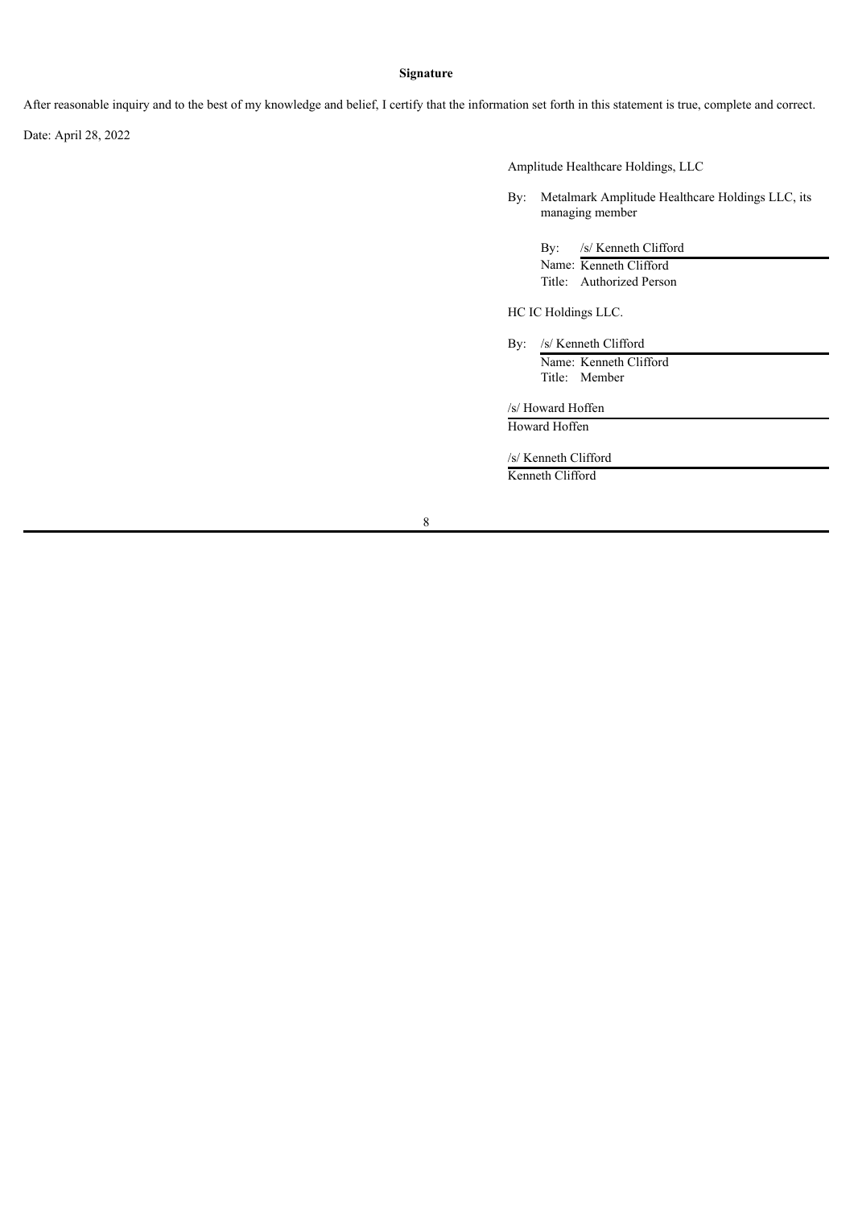**Signature**

After reasonable inquiry and to the best of my knowledge and belief, I certify that the information set forth in this statement is true, complete and correct.

Date: April 28, 2022

Amplitude Healthcare Holdings, LLC

By: Metalmark Amplitude Healthcare Holdings LLC, its managing member

By: /s/ Kenneth Clifford
Name: Kenneth Clifford
Title: Authorized Person

HC IC Holdings LLC.

By: /s/ Kenneth Clifford
Name: Kenneth Clifford
Title: Member

/s/ Howard Hoffen
Howard Hoffen

/s/ Kenneth Clifford
Kenneth Clifford